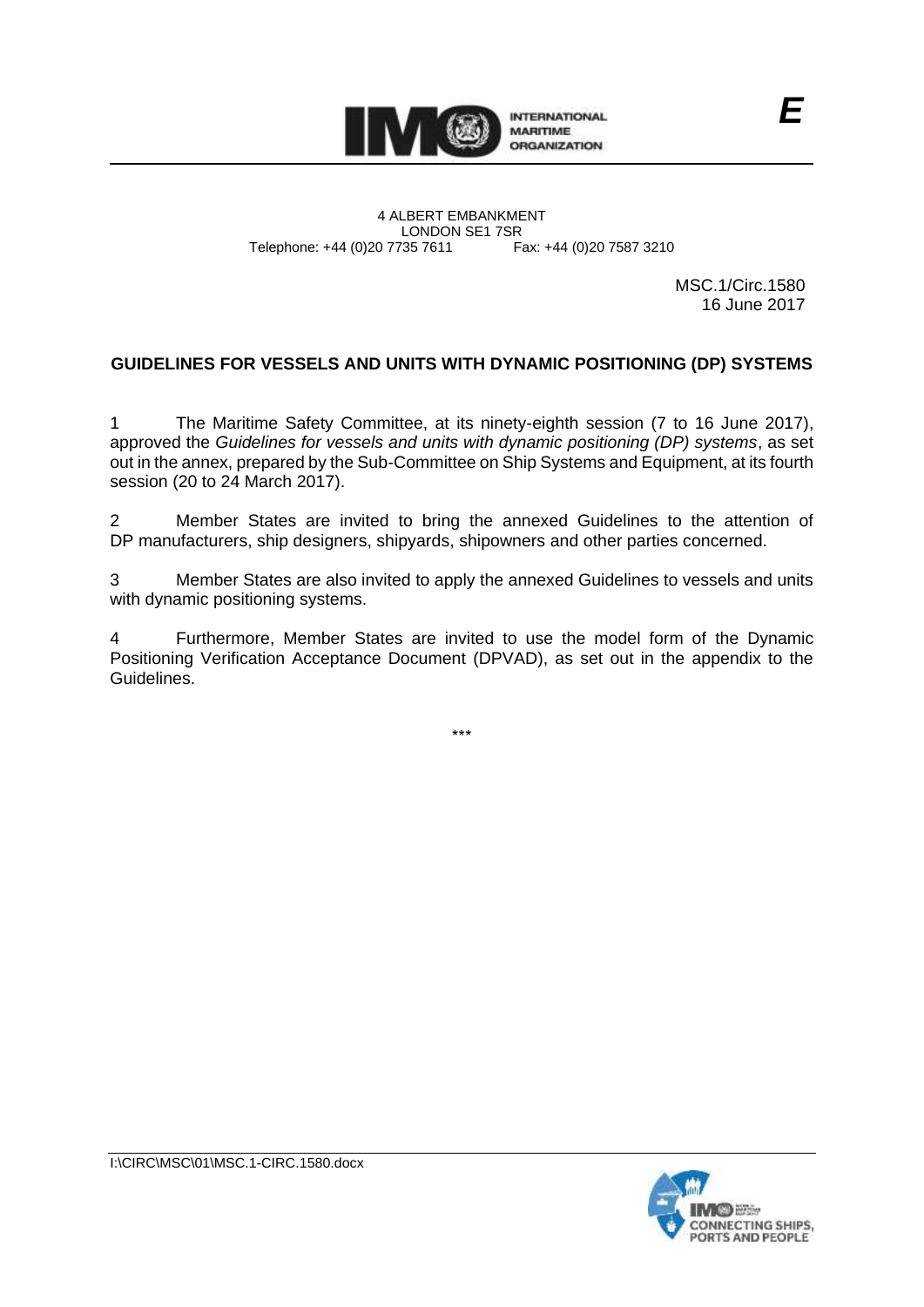E

4 ALBERT EMBANKMENT
LONDON SE1 7SR
Telephone: +44 (0)20 7735 7611 Fax: +44 (0)20 7587 3210

MSC.1/Circ.1580
16 June 2017

# GUIDELINES FOR VESSELS AND UNITS WITH DYNAMIC POSITIONING (DP) SYSTEMS

1 The Maritime Safety Committee, at its ninety-eighth session (7 to 16 June 2017), approved the *Guidelines for vessels and units with dynamic positioning (DP) systems*, as set out in the annex, prepared by the Sub-Committee on Ship Systems and Equipment, at its fourth session (20 to 24 March 2017).

2 Member States are invited to bring the annexed Guidelines to the attention of DP manufacturers, ship designers, shipyards, shipowners and other parties concerned.

3 Member States are also invited to apply the annexed Guidelines to vessels and units with dynamic positioning systems.

4 Furthermore, Member States are invited to use the model form of the Dynamic Positioning Verification Acceptance Document (DPVAD), as set out in the appendix to the Guidelines.

***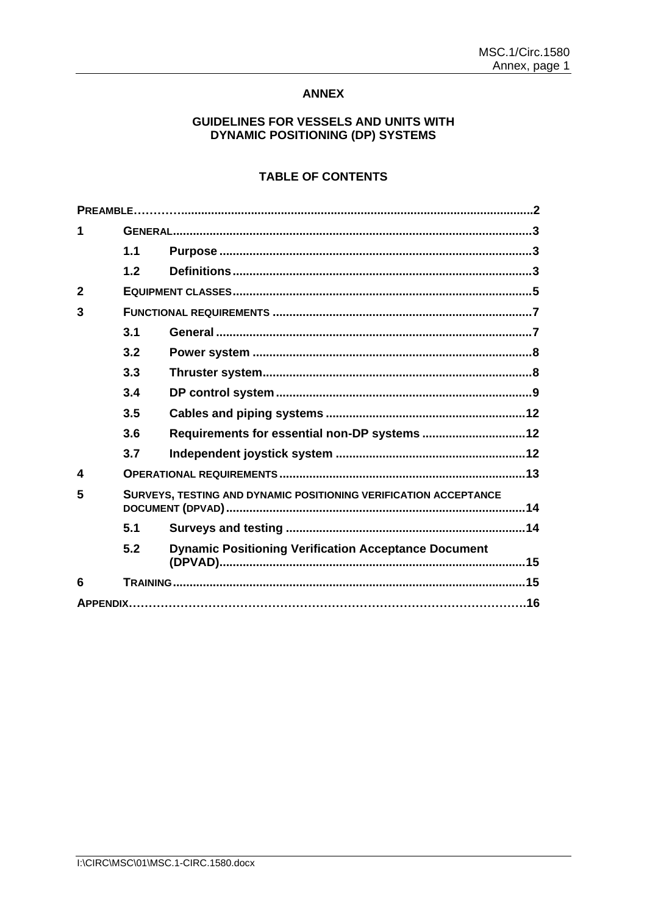**ANNEX**

**GUIDELINES FOR VESSELS AND UNITS WITH DYNAMIC POSITIONING (DP) SYSTEMS**

**TABLE OF CONTENTS**

| | | | |
|---|---|---|---|
| **PREAMBLE** | | | **2** |
| **1** | **GENERAL** | | **3** |
| | **1.1** | **Purpose** | **3** |
| | **1.2** | **Definitions** | **3** |
| **2** | **EQUIPMENT CLASSES** | | **5** |
| **3** | **FUNCTIONAL REQUIREMENTS** | | **7** |
| | **3.1** | **General** | **7** |
| | **3.2** | **Power system** | **8** |
| | **3.3** | **Thruster system** | **8** |
| | **3.4** | **DP control system** | **9** |
| | **3.5** | **Cables and piping systems** | **12** |
| | **3.6** | **Requirements for essential non-DP systems** | **12** |
| | **3.7** | **Independent joystick system** | **12** |
| **4** | **OPERATIONAL REQUIREMENTS** | | **13** |
| **5** | **SURVEYS, TESTING AND DYNAMIC POSITIONING VERIFICATION ACCEPTANCE DOCUMENT (DPVAD)** | | **14** |
| | **5.1** | **Surveys and testing** | **14** |
| | **5.2** | **Dynamic Positioning Verification Acceptance Document (DPVAD)** | **15** |
| **6** | **TRAINING** | | **15** |
| **APPENDIX** | | | **16** |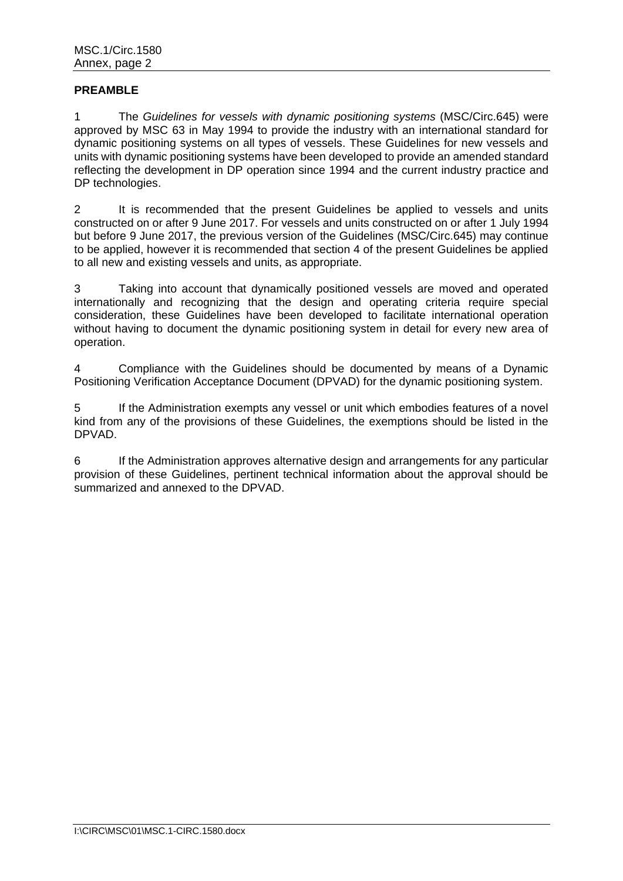**PREAMBLE**

1 The *Guidelines for vessels with dynamic positioning systems* (MSC/Circ.645) were approved by MSC 63 in May 1994 to provide the industry with an international standard for dynamic positioning systems on all types of vessels. These Guidelines for new vessels and units with dynamic positioning systems have been developed to provide an amended standard reflecting the development in DP operation since 1994 and the current industry practice and DP technologies.

2 It is recommended that the present Guidelines be applied to vessels and units constructed on or after 9 June 2017. For vessels and units constructed on or after 1 July 1994 but before 9 June 2017, the previous version of the Guidelines (MSC/Circ.645) may continue to be applied, however it is recommended that section 4 of the present Guidelines be applied to all new and existing vessels and units, as appropriate.

3 Taking into account that dynamically positioned vessels are moved and operated internationally and recognizing that the design and operating criteria require special consideration, these Guidelines have been developed to facilitate international operation without having to document the dynamic positioning system in detail for every new area of operation.

4 Compliance with the Guidelines should be documented by means of a Dynamic Positioning Verification Acceptance Document (DPVAD) for the dynamic positioning system.

5 If the Administration exempts any vessel or unit which embodies features of a novel kind from any of the provisions of these Guidelines, the exemptions should be listed in the DPVAD.

6 If the Administration approves alternative design and arrangements for any particular provision of these Guidelines, pertinent technical information about the approval should be summarized and annexed to the DPVAD.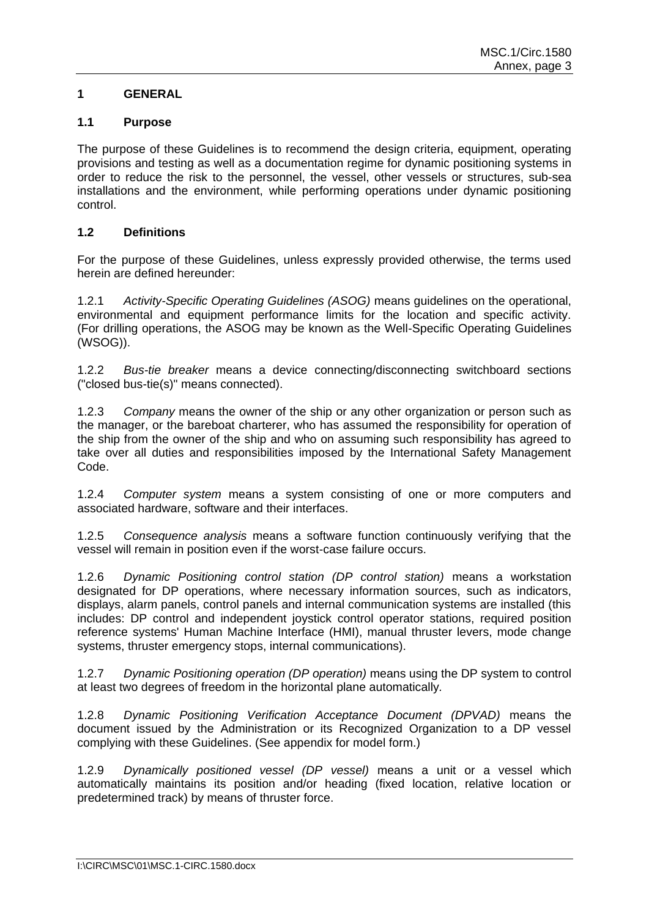## 1 GENERAL

### 1.1 Purpose

The purpose of these Guidelines is to recommend the design criteria, equipment, operating provisions and testing as well as a documentation regime for dynamic positioning systems in order to reduce the risk to the personnel, the vessel, other vessels or structures, sub-sea installations and the environment, while performing operations under dynamic positioning control.

### 1.2 Definitions

For the purpose of these Guidelines, unless expressly provided otherwise, the terms used herein are defined hereunder:

1.2.1 *Activity-Specific Operating Guidelines (ASOG)* means guidelines on the operational, environmental and equipment performance limits for the location and specific activity. (For drilling operations, the ASOG may be known as the Well-Specific Operating Guidelines (WSOG)).

1.2.2 *Bus-tie breaker* means a device connecting/disconnecting switchboard sections ("closed bus-tie(s)" means connected).

1.2.3 *Company* means the owner of the ship or any other organization or person such as the manager, or the bareboat charterer, who has assumed the responsibility for operation of the ship from the owner of the ship and who on assuming such responsibility has agreed to take over all duties and responsibilities imposed by the International Safety Management Code.

1.2.4 *Computer system* means a system consisting of one or more computers and associated hardware, software and their interfaces.

1.2.5 *Consequence analysis* means a software function continuously verifying that the vessel will remain in position even if the worst-case failure occurs.

1.2.6 *Dynamic Positioning control station (DP control station)* means a workstation designated for DP operations, where necessary information sources, such as indicators, displays, alarm panels, control panels and internal communication systems are installed (this includes: DP control and independent joystick control operator stations, required position reference systems' Human Machine Interface (HMI), manual thruster levers, mode change systems, thruster emergency stops, internal communications).

1.2.7 *Dynamic Positioning operation (DP operation)* means using the DP system to control at least two degrees of freedom in the horizontal plane automatically.

1.2.8 *Dynamic Positioning Verification Acceptance Document (DPVAD)* means the document issued by the Administration or its Recognized Organization to a DP vessel complying with these Guidelines. (See appendix for model form.)

1.2.9 *Dynamically positioned vessel (DP vessel)* means a unit or a vessel which automatically maintains its position and/or heading (fixed location, relative location or predetermined track) by means of thruster force.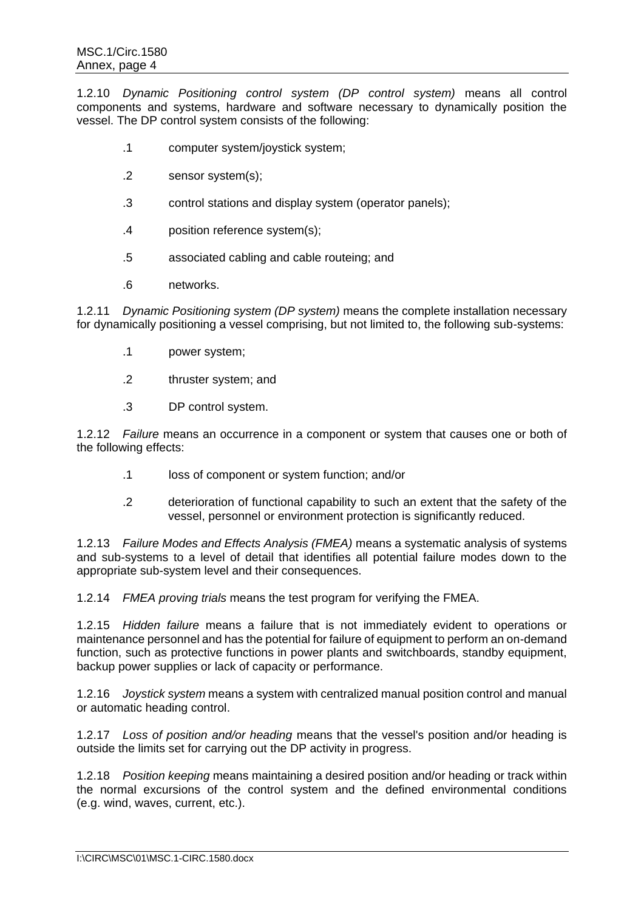1.2.10 *Dynamic Positioning control system (DP control system)* means all control components and systems, hardware and software necessary to dynamically position the vessel. The DP control system consists of the following:

.1 computer system/joystick system;

.2 sensor system(s);

.3 control stations and display system (operator panels);

.4 position reference system(s);

.5 associated cabling and cable routeing; and

.6 networks.

1.2.11 *Dynamic Positioning system (DP system)* means the complete installation necessary for dynamically positioning a vessel comprising, but not limited to, the following sub-systems:

.1 power system;

.2 thruster system; and

.3 DP control system.

1.2.12 *Failure* means an occurrence in a component or system that causes one or both of the following effects:

.1 loss of component or system function; and/or

.2 deterioration of functional capability to such an extent that the safety of the vessel, personnel or environment protection is significantly reduced.

1.2.13 *Failure Modes and Effects Analysis (FMEA)* means a systematic analysis of systems and sub-systems to a level of detail that identifies all potential failure modes down to the appropriate sub-system level and their consequences.

1.2.14 *FMEA proving trials* means the test program for verifying the FMEA.

1.2.15 *Hidden failure* means a failure that is not immediately evident to operations or maintenance personnel and has the potential for failure of equipment to perform an on-demand function, such as protective functions in power plants and switchboards, standby equipment, backup power supplies or lack of capacity or performance.

1.2.16 *Joystick system* means a system with centralized manual position control and manual or automatic heading control.

1.2.17 *Loss of position and/or heading* means that the vessel's position and/or heading is outside the limits set for carrying out the DP activity in progress.

1.2.18 *Position keeping* means maintaining a desired position and/or heading or track within the normal excursions of the control system and the defined environmental conditions (e.g. wind, waves, current, etc.).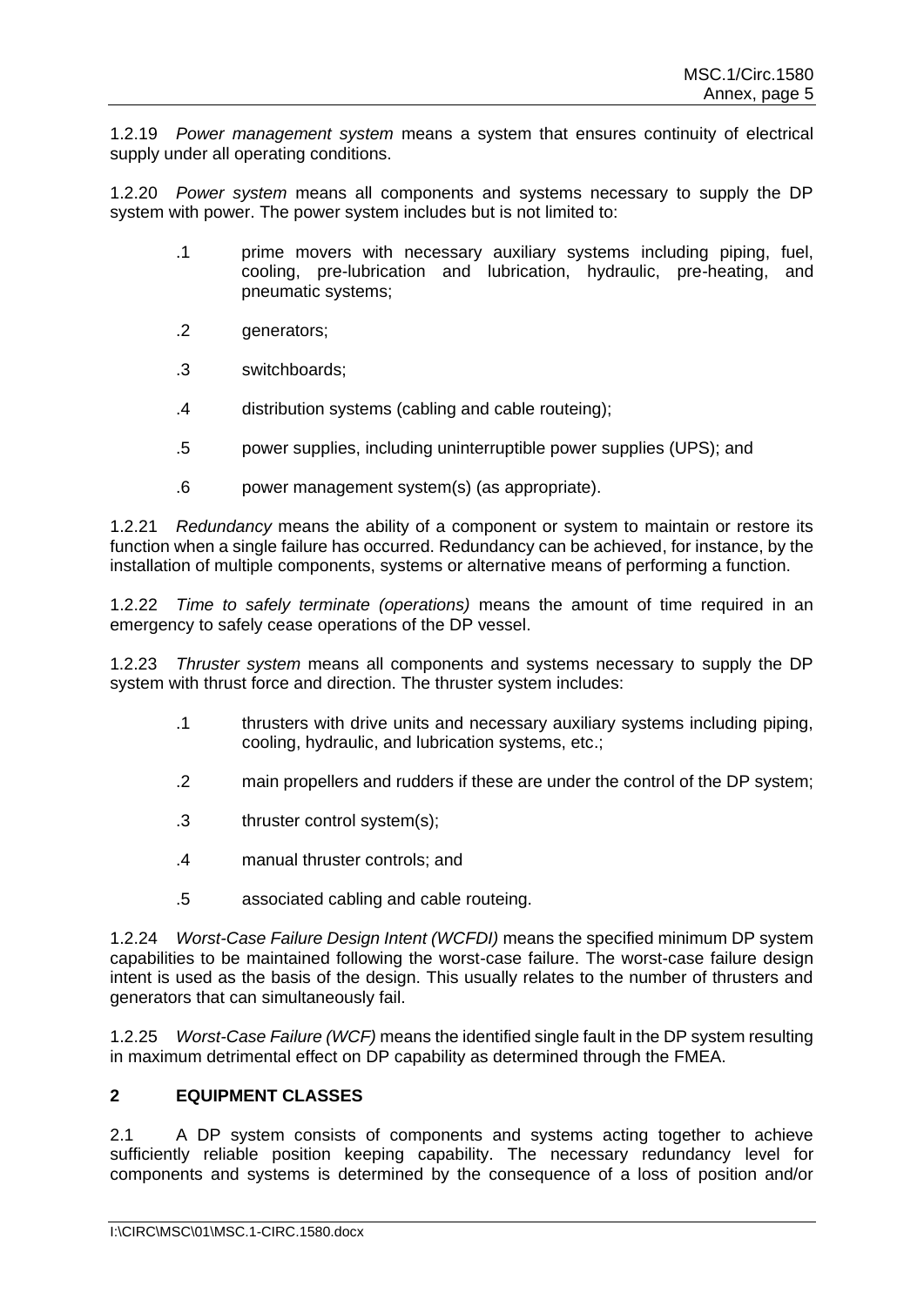1.2.19 *Power management system* means a system that ensures continuity of electrical supply under all operating conditions.

1.2.20 *Power system* means all components and systems necessary to supply the DP system with power. The power system includes but is not limited to:

- .1 prime movers with necessary auxiliary systems including piping, fuel, cooling, pre-lubrication and lubrication, hydraulic, pre-heating, and pneumatic systems;
- .2 generators;
- .3 switchboards;
- .4 distribution systems (cabling and cable routeing);
- .5 power supplies, including uninterruptible power supplies (UPS); and
- .6 power management system(s) (as appropriate).

1.2.21 *Redundancy* means the ability of a component or system to maintain or restore its function when a single failure has occurred. Redundancy can be achieved, for instance, by the installation of multiple components, systems or alternative means of performing a function.

1.2.22 *Time to safely terminate (operations)* means the amount of time required in an emergency to safely cease operations of the DP vessel.

1.2.23 *Thruster system* means all components and systems necessary to supply the DP system with thrust force and direction. The thruster system includes:

- .1 thrusters with drive units and necessary auxiliary systems including piping, cooling, hydraulic, and lubrication systems, etc.;
- .2 main propellers and rudders if these are under the control of the DP system;
- .3 thruster control system(s);
- .4 manual thruster controls; and
- .5 associated cabling and cable routeing.

1.2.24 *Worst-Case Failure Design Intent (WCFDI)* means the specified minimum DP system capabilities to be maintained following the worst-case failure. The worst-case failure design intent is used as the basis of the design. This usually relates to the number of thrusters and generators that can simultaneously fail.

1.2.25 *Worst-Case Failure (WCF)* means the identified single fault in the DP system resulting in maximum detrimental effect on DP capability as determined through the FMEA.

## 2 EQUIPMENT CLASSES

2.1 A DP system consists of components and systems acting together to achieve sufficiently reliable position keeping capability. The necessary redundancy level for components and systems is determined by the consequence of a loss of position and/or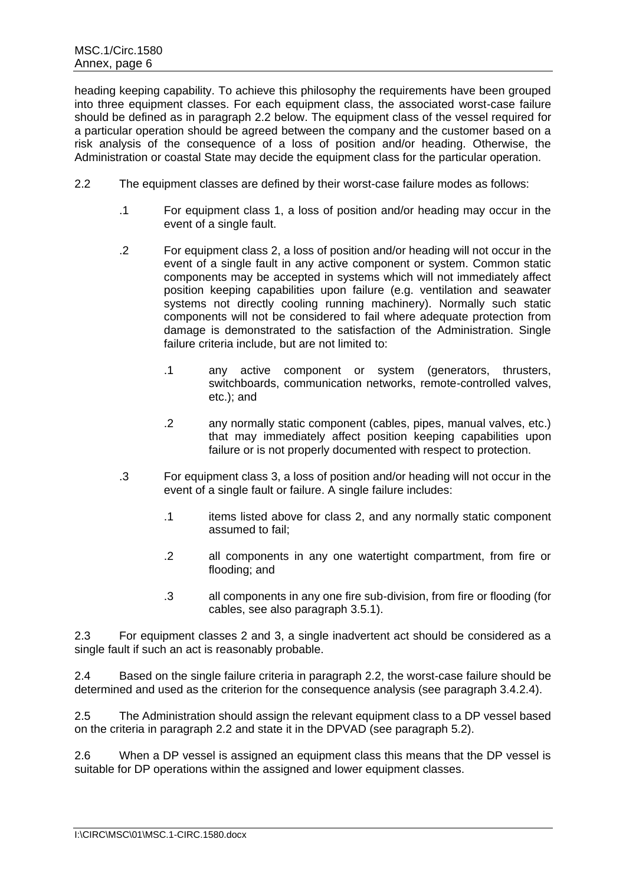heading keeping capability. To achieve this philosophy the requirements have been grouped into three equipment classes. For each equipment class, the associated worst-case failure should be defined as in paragraph 2.2 below. The equipment class of the vessel required for a particular operation should be agreed between the company and the customer based on a risk analysis of the consequence of a loss of position and/or heading. Otherwise, the Administration or coastal State may decide the equipment class for the particular operation.

2.2 The equipment classes are defined by their worst-case failure modes as follows:

.1 For equipment class 1, a loss of position and/or heading may occur in the event of a single fault.

.2 For equipment class 2, a loss of position and/or heading will not occur in the event of a single fault in any active component or system. Common static components may be accepted in systems which will not immediately affect position keeping capabilities upon failure (e.g. ventilation and seawater systems not directly cooling running machinery). Normally such static components will not be considered to fail where adequate protection from damage is demonstrated to the satisfaction of the Administration. Single failure criteria include, but are not limited to:

> .1 any active component or system (generators, thrusters, switchboards, communication networks, remote-controlled valves, etc.); and
>
> .2 any normally static component (cables, pipes, manual valves, etc.) that may immediately affect position keeping capabilities upon failure or is not properly documented with respect to protection.

.3 For equipment class 3, a loss of position and/or heading will not occur in the event of a single fault or failure. A single failure includes:

> .1 items listed above for class 2, and any normally static component assumed to fail;
>
> .2 all components in any one watertight compartment, from fire or flooding; and
>
> .3 all components in any one fire sub-division, from fire or flooding (for cables, see also paragraph 3.5.1).

2.3 For equipment classes 2 and 3, a single inadvertent act should be considered as a single fault if such an act is reasonably probable.

2.4 Based on the single failure criteria in paragraph 2.2, the worst-case failure should be determined and used as the criterion for the consequence analysis (see paragraph 3.4.2.4).

2.5 The Administration should assign the relevant equipment class to a DP vessel based on the criteria in paragraph 2.2 and state it in the DPVAD (see paragraph 5.2).

2.6 When a DP vessel is assigned an equipment class this means that the DP vessel is suitable for DP operations within the assigned and lower equipment classes.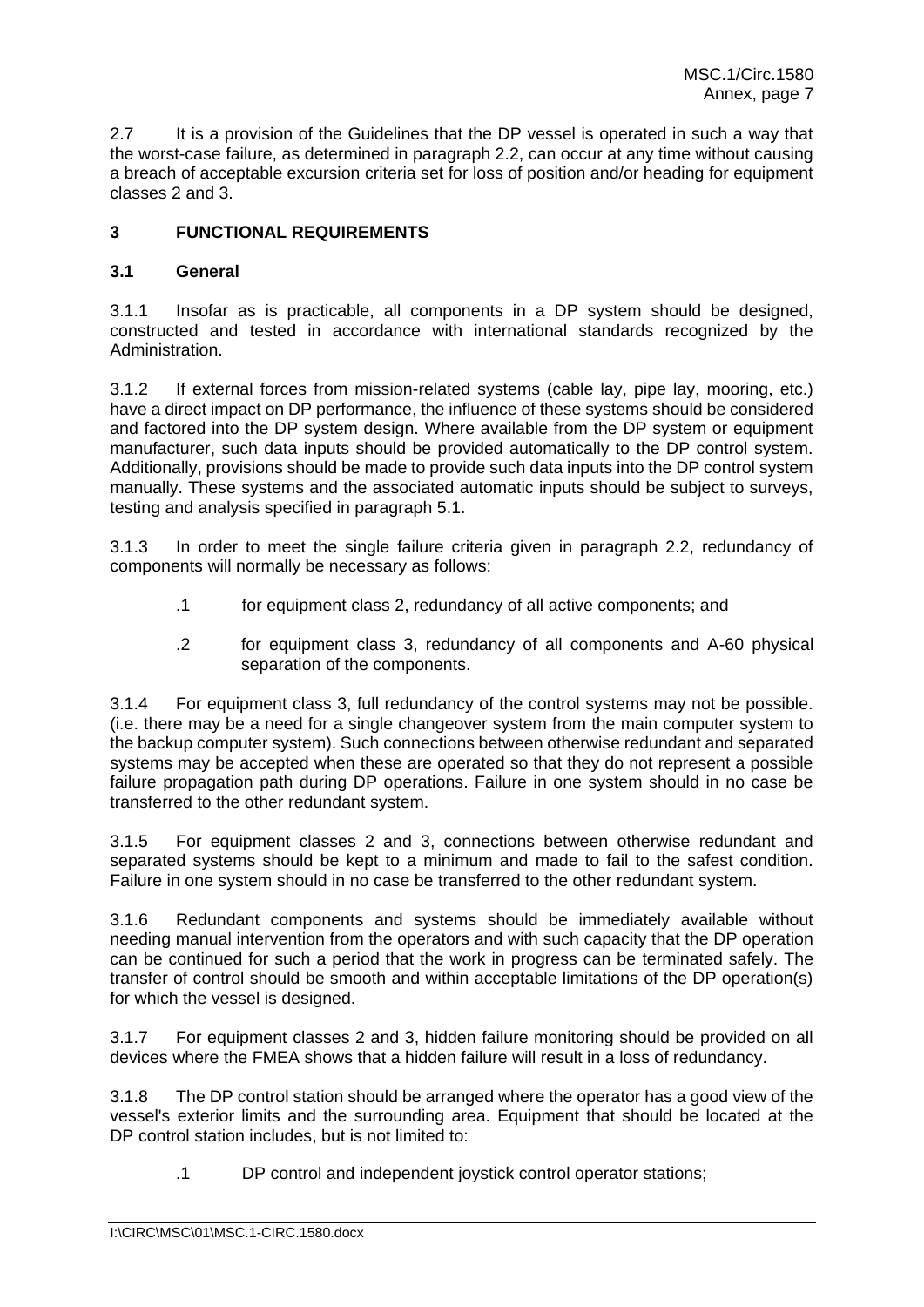2.7 It is a provision of the Guidelines that the DP vessel is operated in such a way that the worst-case failure, as determined in paragraph 2.2, can occur at any time without causing a breach of acceptable excursion criteria set for loss of position and/or heading for equipment classes 2 and 3.

## 3 FUNCTIONAL REQUIREMENTS

### 3.1 General

3.1.1 Insofar as is practicable, all components in a DP system should be designed, constructed and tested in accordance with international standards recognized by the Administration.

3.1.2 If external forces from mission-related systems (cable lay, pipe lay, mooring, etc.) have a direct impact on DP performance, the influence of these systems should be considered and factored into the DP system design. Where available from the DP system or equipment manufacturer, such data inputs should be provided automatically to the DP control system. Additionally, provisions should be made to provide such data inputs into the DP control system manually. These systems and the associated automatic inputs should be subject to surveys, testing and analysis specified in paragraph 5.1.

3.1.3 In order to meet the single failure criteria given in paragraph 2.2, redundancy of components will normally be necessary as follows:

.1 for equipment class 2, redundancy of all active components; and

.2 for equipment class 3, redundancy of all components and A-60 physical separation of the components.

3.1.4 For equipment class 3, full redundancy of the control systems may not be possible. (i.e. there may be a need for a single changeover system from the main computer system to the backup computer system). Such connections between otherwise redundant and separated systems may be accepted when these are operated so that they do not represent a possible failure propagation path during DP operations. Failure in one system should in no case be transferred to the other redundant system.

3.1.5 For equipment classes 2 and 3, connections between otherwise redundant and separated systems should be kept to a minimum and made to fail to the safest condition. Failure in one system should in no case be transferred to the other redundant system.

3.1.6 Redundant components and systems should be immediately available without needing manual intervention from the operators and with such capacity that the DP operation can be continued for such a period that the work in progress can be terminated safely. The transfer of control should be smooth and within acceptable limitations of the DP operation(s) for which the vessel is designed.

3.1.7 For equipment classes 2 and 3, hidden failure monitoring should be provided on all devices where the FMEA shows that a hidden failure will result in a loss of redundancy.

3.1.8 The DP control station should be arranged where the operator has a good view of the vessel's exterior limits and the surrounding area. Equipment that should be located at the DP control station includes, but is not limited to:

.1 DP control and independent joystick control operator stations;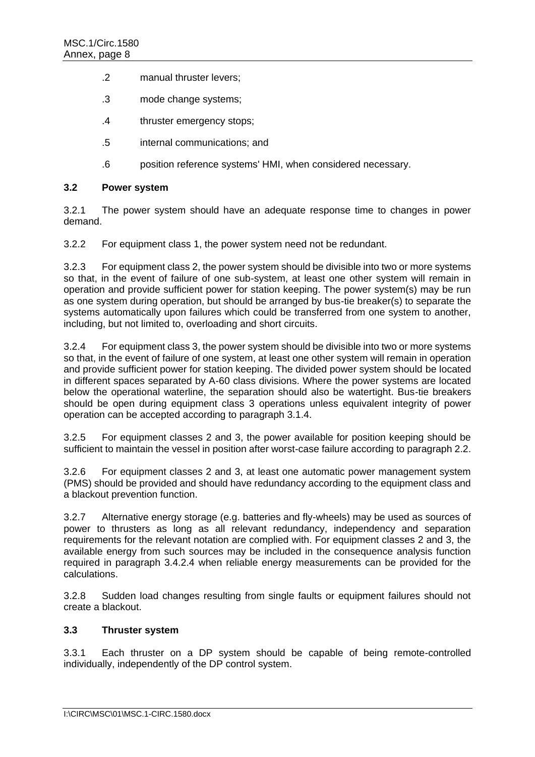.2 manual thruster levers;

.3 mode change systems;

.4 thruster emergency stops;

.5 internal communications; and

.6 position reference systems' HMI, when considered necessary.

### 3.2 Power system

3.2.1 The power system should have an adequate response time to changes in power demand.

3.2.2 For equipment class 1, the power system need not be redundant.

3.2.3 For equipment class 2, the power system should be divisible into two or more systems so that, in the event of failure of one sub-system, at least one other system will remain in operation and provide sufficient power for station keeping. The power system(s) may be run as one system during operation, but should be arranged by bus-tie breaker(s) to separate the systems automatically upon failures which could be transferred from one system to another, including, but not limited to, overloading and short circuits.

3.2.4 For equipment class 3, the power system should be divisible into two or more systems so that, in the event of failure of one system, at least one other system will remain in operation and provide sufficient power for station keeping. The divided power system should be located in different spaces separated by A-60 class divisions. Where the power systems are located below the operational waterline, the separation should also be watertight. Bus-tie breakers should be open during equipment class 3 operations unless equivalent integrity of power operation can be accepted according to paragraph 3.1.4.

3.2.5 For equipment classes 2 and 3, the power available for position keeping should be sufficient to maintain the vessel in position after worst-case failure according to paragraph 2.2.

3.2.6 For equipment classes 2 and 3, at least one automatic power management system (PMS) should be provided and should have redundancy according to the equipment class and a blackout prevention function.

3.2.7 Alternative energy storage (e.g. batteries and fly-wheels) may be used as sources of power to thrusters as long as all relevant redundancy, independency and separation requirements for the relevant notation are complied with. For equipment classes 2 and 3, the available energy from such sources may be included in the consequence analysis function required in paragraph 3.4.2.4 when reliable energy measurements can be provided for the calculations.

3.2.8 Sudden load changes resulting from single faults or equipment failures should not create a blackout.

### 3.3 Thruster system

3.3.1 Each thruster on a DP system should be capable of being remote-controlled individually, independently of the DP control system.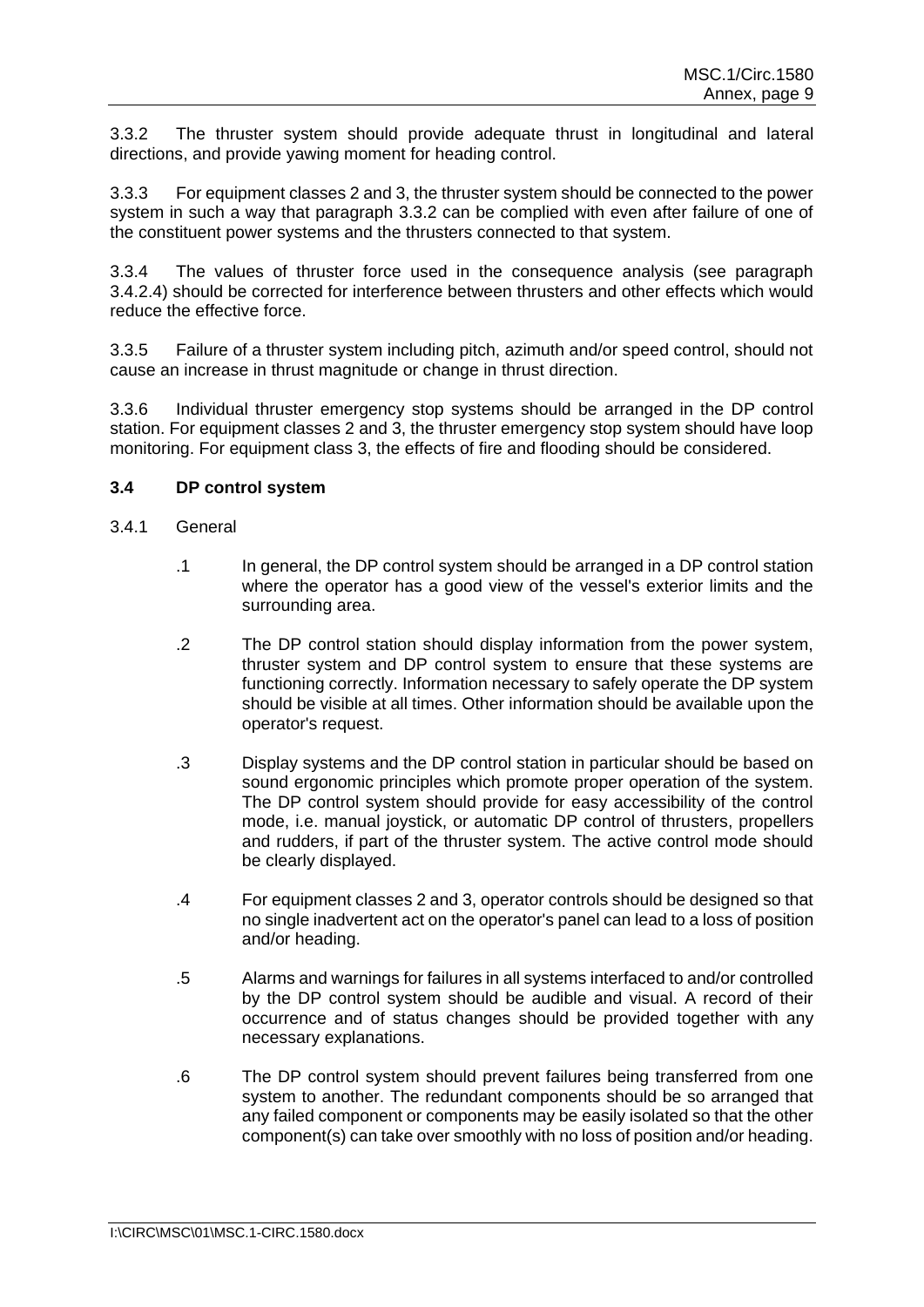3.3.2 The thruster system should provide adequate thrust in longitudinal and lateral directions, and provide yawing moment for heading control.

3.3.3 For equipment classes 2 and 3, the thruster system should be connected to the power system in such a way that paragraph 3.3.2 can be complied with even after failure of one of the constituent power systems and the thrusters connected to that system.

3.3.4 The values of thruster force used in the consequence analysis (see paragraph 3.4.2.4) should be corrected for interference between thrusters and other effects which would reduce the effective force.

3.3.5 Failure of a thruster system including pitch, azimuth and/or speed control, should not cause an increase in thrust magnitude or change in thrust direction.

3.3.6 Individual thruster emergency stop systems should be arranged in the DP control station. For equipment classes 2 and 3, the thruster emergency stop system should have loop monitoring. For equipment class 3, the effects of fire and flooding should be considered.

### 3.4 DP control system

3.4.1 General

.1 In general, the DP control system should be arranged in a DP control station where the operator has a good view of the vessel's exterior limits and the surrounding area.

.2 The DP control station should display information from the power system, thruster system and DP control system to ensure that these systems are functioning correctly. Information necessary to safely operate the DP system should be visible at all times. Other information should be available upon the operator's request.

.3 Display systems and the DP control station in particular should be based on sound ergonomic principles which promote proper operation of the system. The DP control system should provide for easy accessibility of the control mode, i.e. manual joystick, or automatic DP control of thrusters, propellers and rudders, if part of the thruster system. The active control mode should be clearly displayed.

.4 For equipment classes 2 and 3, operator controls should be designed so that no single inadvertent act on the operator's panel can lead to a loss of position and/or heading.

.5 Alarms and warnings for failures in all systems interfaced to and/or controlled by the DP control system should be audible and visual. A record of their occurrence and of status changes should be provided together with any necessary explanations.

.6 The DP control system should prevent failures being transferred from one system to another. The redundant components should be so arranged that any failed component or components may be easily isolated so that the other component(s) can take over smoothly with no loss of position and/or heading.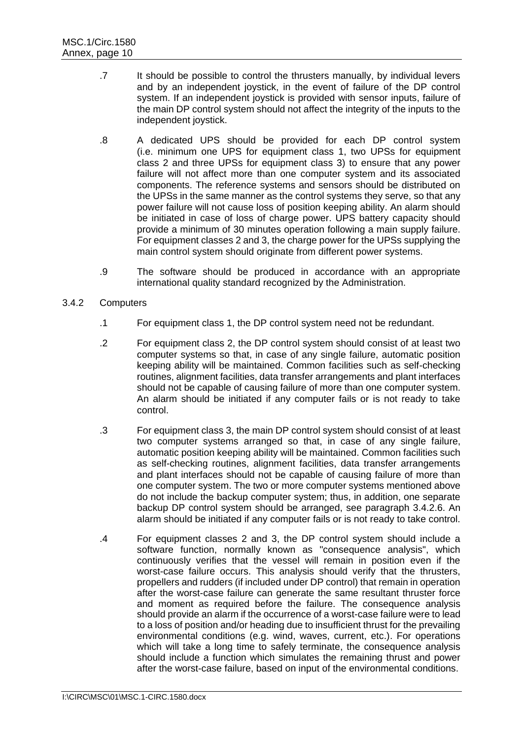.7 It should be possible to control the thrusters manually, by individual levers and by an independent joystick, in the event of failure of the DP control system. If an independent joystick is provided with sensor inputs, failure of the main DP control system should not affect the integrity of the inputs to the independent joystick.

.8 A dedicated UPS should be provided for each DP control system (i.e. minimum one UPS for equipment class 1, two UPSs for equipment class 2 and three UPSs for equipment class 3) to ensure that any power failure will not affect more than one computer system and its associated components. The reference systems and sensors should be distributed on the UPSs in the same manner as the control systems they serve, so that any power failure will not cause loss of position keeping ability. An alarm should be initiated in case of loss of charge power. UPS battery capacity should provide a minimum of 30 minutes operation following a main supply failure. For equipment classes 2 and 3, the charge power for the UPSs supplying the main control system should originate from different power systems.

.9 The software should be produced in accordance with an appropriate international quality standard recognized by the Administration.

3.4.2 Computers

.1 For equipment class 1, the DP control system need not be redundant.

.2 For equipment class 2, the DP control system should consist of at least two computer systems so that, in case of any single failure, automatic position keeping ability will be maintained. Common facilities such as self-checking routines, alignment facilities, data transfer arrangements and plant interfaces should not be capable of causing failure of more than one computer system. An alarm should be initiated if any computer fails or is not ready to take control.

.3 For equipment class 3, the main DP control system should consist of at least two computer systems arranged so that, in case of any single failure, automatic position keeping ability will be maintained. Common facilities such as self-checking routines, alignment facilities, data transfer arrangements and plant interfaces should not be capable of causing failure of more than one computer system. The two or more computer systems mentioned above do not include the backup computer system; thus, in addition, one separate backup DP control system should be arranged, see paragraph 3.4.2.6. An alarm should be initiated if any computer fails or is not ready to take control.

.4 For equipment classes 2 and 3, the DP control system should include a software function, normally known as "consequence analysis", which continuously verifies that the vessel will remain in position even if the worst-case failure occurs. This analysis should verify that the thrusters, propellers and rudders (if included under DP control) that remain in operation after the worst-case failure can generate the same resultant thruster force and moment as required before the failure. The consequence analysis should provide an alarm if the occurrence of a worst-case failure were to lead to a loss of position and/or heading due to insufficient thrust for the prevailing environmental conditions (e.g. wind, waves, current, etc.). For operations which will take a long time to safely terminate, the consequence analysis should include a function which simulates the remaining thrust and power after the worst-case failure, based on input of the environmental conditions.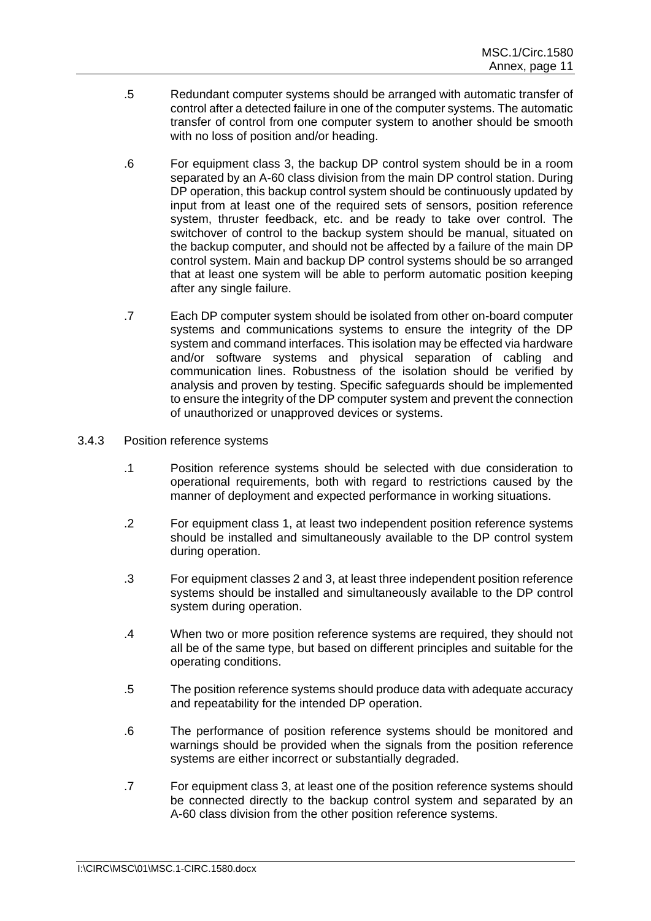.5 Redundant computer systems should be arranged with automatic transfer of control after a detected failure in one of the computer systems. The automatic transfer of control from one computer system to another should be smooth with no loss of position and/or heading.

.6 For equipment class 3, the backup DP control system should be in a room separated by an A-60 class division from the main DP control station. During DP operation, this backup control system should be continuously updated by input from at least one of the required sets of sensors, position reference system, thruster feedback, etc. and be ready to take over control. The switchover of control to the backup system should be manual, situated on the backup computer, and should not be affected by a failure of the main DP control system. Main and backup DP control systems should be so arranged that at least one system will be able to perform automatic position keeping after any single failure.

.7 Each DP computer system should be isolated from other on-board computer systems and communications systems to ensure the integrity of the DP system and command interfaces. This isolation may be effected via hardware and/or software systems and physical separation of cabling and communication lines. Robustness of the isolation should be verified by analysis and proven by testing. Specific safeguards should be implemented to ensure the integrity of the DP computer system and prevent the connection of unauthorized or unapproved devices or systems.

3.4.3 Position reference systems

.1 Position reference systems should be selected with due consideration to operational requirements, both with regard to restrictions caused by the manner of deployment and expected performance in working situations.

.2 For equipment class 1, at least two independent position reference systems should be installed and simultaneously available to the DP control system during operation.

.3 For equipment classes 2 and 3, at least three independent position reference systems should be installed and simultaneously available to the DP control system during operation.

.4 When two or more position reference systems are required, they should not all be of the same type, but based on different principles and suitable for the operating conditions.

.5 The position reference systems should produce data with adequate accuracy and repeatability for the intended DP operation.

.6 The performance of position reference systems should be monitored and warnings should be provided when the signals from the position reference systems are either incorrect or substantially degraded.

.7 For equipment class 3, at least one of the position reference systems should be connected directly to the backup control system and separated by an A-60 class division from the other position reference systems.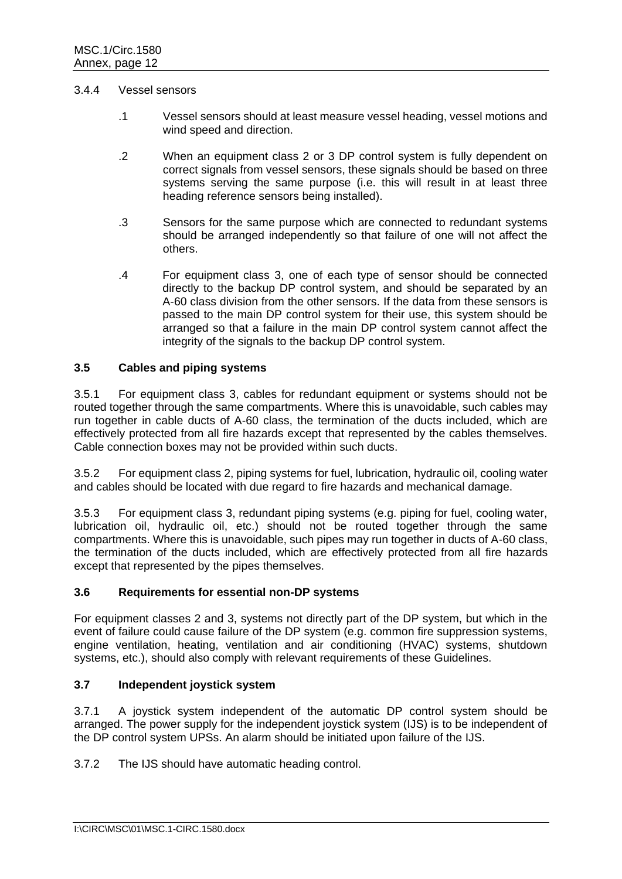3.4.4 Vessel sensors

.1 Vessel sensors should at least measure vessel heading, vessel motions and wind speed and direction.

.2 When an equipment class 2 or 3 DP control system is fully dependent on correct signals from vessel sensors, these signals should be based on three systems serving the same purpose (i.e. this will result in at least three heading reference sensors being installed).

.3 Sensors for the same purpose which are connected to redundant systems should be arranged independently so that failure of one will not affect the others.

.4 For equipment class 3, one of each type of sensor should be connected directly to the backup DP control system, and should be separated by an A-60 class division from the other sensors. If the data from these sensors is passed to the main DP control system for their use, this system should be arranged so that a failure in the main DP control system cannot affect the integrity of the signals to the backup DP control system.

### 3.5 Cables and piping systems

3.5.1 For equipment class 3, cables for redundant equipment or systems should not be routed together through the same compartments. Where this is unavoidable, such cables may run together in cable ducts of A-60 class, the termination of the ducts included, which are effectively protected from all fire hazards except that represented by the cables themselves. Cable connection boxes may not be provided within such ducts.

3.5.2 For equipment class 2, piping systems for fuel, lubrication, hydraulic oil, cooling water and cables should be located with due regard to fire hazards and mechanical damage.

3.5.3 For equipment class 3, redundant piping systems (e.g. piping for fuel, cooling water, lubrication oil, hydraulic oil, etc.) should not be routed together through the same compartments. Where this is unavoidable, such pipes may run together in ducts of A-60 class, the termination of the ducts included, which are effectively protected from all fire hazards except that represented by the pipes themselves.

### 3.6 Requirements for essential non-DP systems

For equipment classes 2 and 3, systems not directly part of the DP system, but which in the event of failure could cause failure of the DP system (e.g. common fire suppression systems, engine ventilation, heating, ventilation and air conditioning (HVAC) systems, shutdown systems, etc.), should also comply with relevant requirements of these Guidelines.

### 3.7 Independent joystick system

3.7.1 A joystick system independent of the automatic DP control system should be arranged. The power supply for the independent joystick system (IJS) is to be independent of the DP control system UPSs. An alarm should be initiated upon failure of the IJS.

3.7.2 The IJS should have automatic heading control.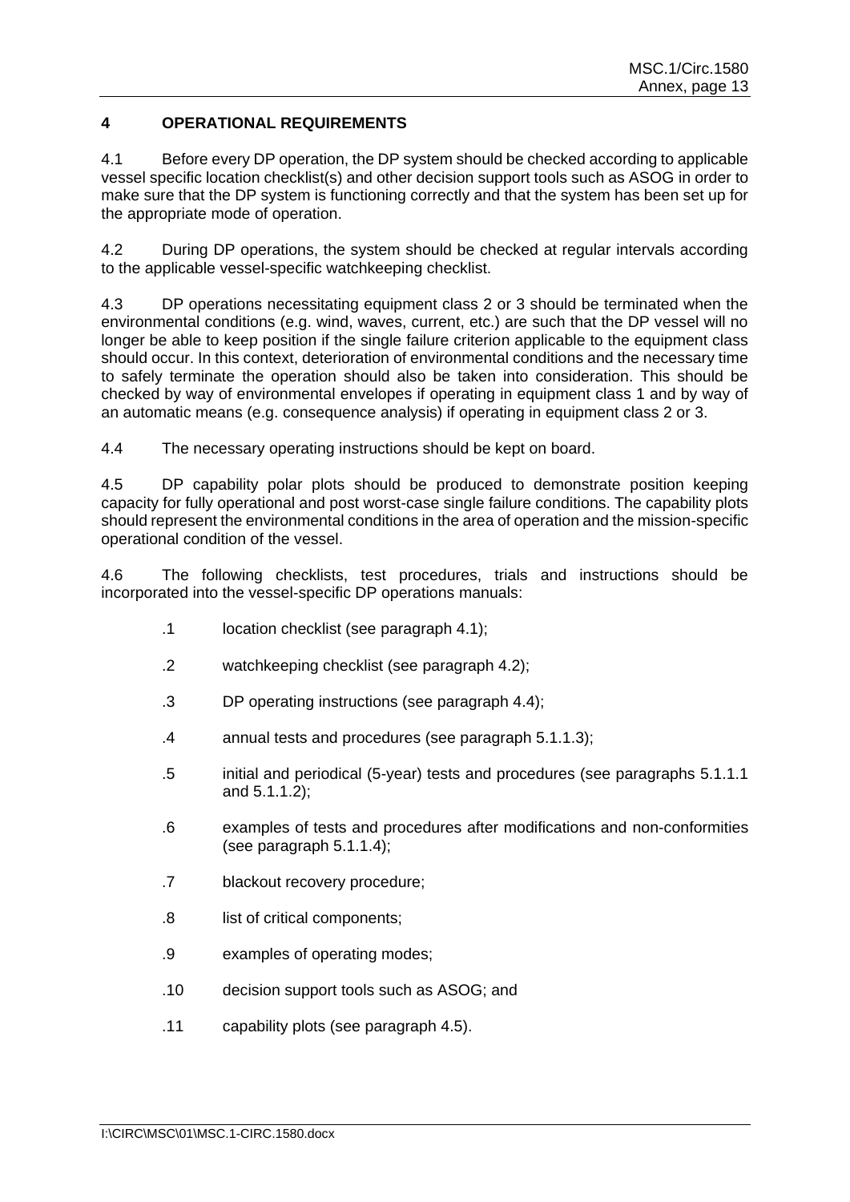## 4 OPERATIONAL REQUIREMENTS

4.1 Before every DP operation, the DP system should be checked according to applicable vessel specific location checklist(s) and other decision support tools such as ASOG in order to make sure that the DP system is functioning correctly and that the system has been set up for the appropriate mode of operation.

4.2 During DP operations, the system should be checked at regular intervals according to the applicable vessel-specific watchkeeping checklist.

4.3 DP operations necessitating equipment class 2 or 3 should be terminated when the environmental conditions (e.g. wind, waves, current, etc.) are such that the DP vessel will no longer be able to keep position if the single failure criterion applicable to the equipment class should occur. In this context, deterioration of environmental conditions and the necessary time to safely terminate the operation should also be taken into consideration. This should be checked by way of environmental envelopes if operating in equipment class 1 and by way of an automatic means (e.g. consequence analysis) if operating in equipment class 2 or 3.

4.4 The necessary operating instructions should be kept on board.

4.5 DP capability polar plots should be produced to demonstrate position keeping capacity for fully operational and post worst-case single failure conditions. The capability plots should represent the environmental conditions in the area of operation and the mission-specific operational condition of the vessel.

4.6 The following checklists, test procedures, trials and instructions should be incorporated into the vessel-specific DP operations manuals:

.1 location checklist (see paragraph 4.1);

.2 watchkeeping checklist (see paragraph 4.2);

.3 DP operating instructions (see paragraph 4.4);

.4 annual tests and procedures (see paragraph 5.1.1.3);

.5 initial and periodical (5-year) tests and procedures (see paragraphs 5.1.1.1 and 5.1.1.2);

.6 examples of tests and procedures after modifications and non-conformities (see paragraph 5.1.1.4);

.7 blackout recovery procedure;

.8 list of critical components;

.9 examples of operating modes;

.10 decision support tools such as ASOG; and

.11 capability plots (see paragraph 4.5).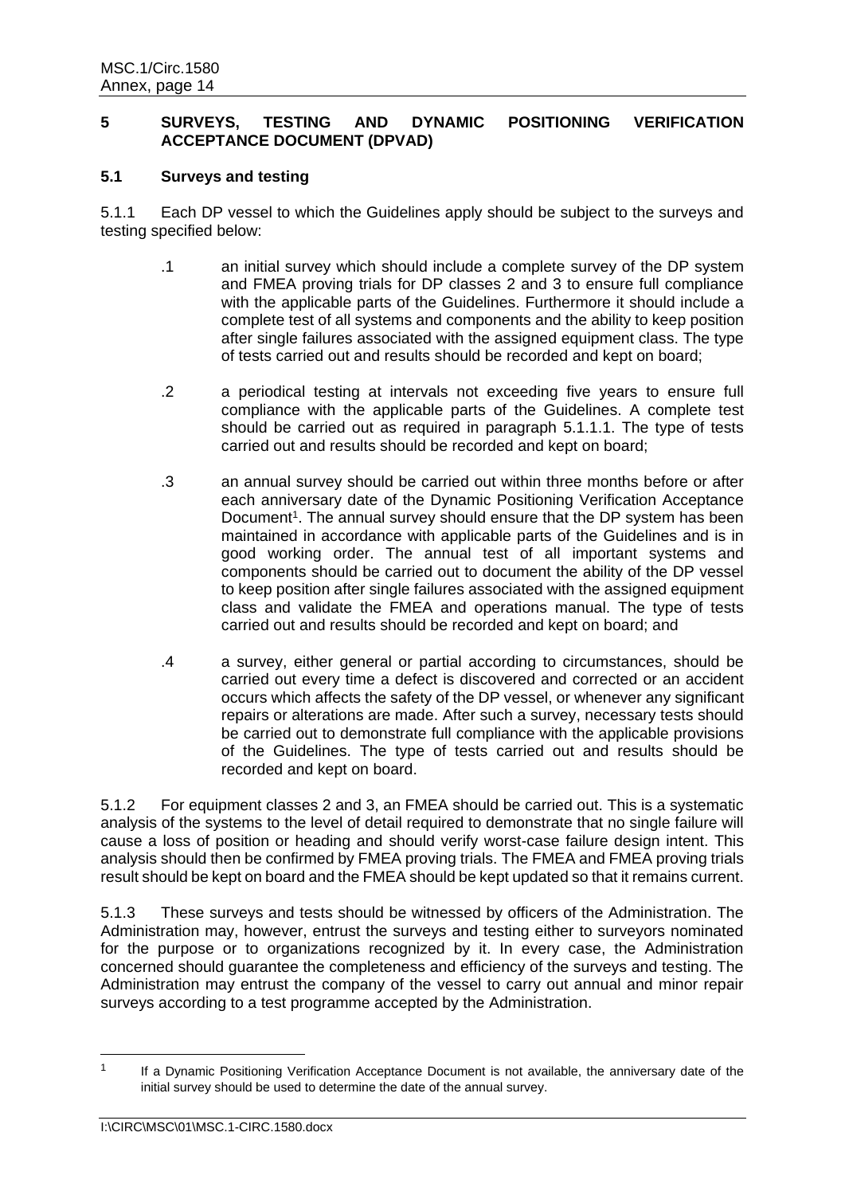## 5 SURVEYS, TESTING AND DYNAMIC POSITIONING VERIFICATION ACCEPTANCE DOCUMENT (DPVAD)

### 5.1 Surveys and testing

5.1.1 Each DP vessel to which the Guidelines apply should be subject to the surveys and testing specified below:

.1 an initial survey which should include a complete survey of the DP system and FMEA proving trials for DP classes 2 and 3 to ensure full compliance with the applicable parts of the Guidelines. Furthermore it should include a complete test of all systems and components and the ability to keep position after single failures associated with the assigned equipment class. The type of tests carried out and results should be recorded and kept on board;

.2 a periodical testing at intervals not exceeding five years to ensure full compliance with the applicable parts of the Guidelines. A complete test should be carried out as required in paragraph 5.1.1.1. The type of tests carried out and results should be recorded and kept on board;

.3 an annual survey should be carried out within three months before or after each anniversary date of the Dynamic Positioning Verification Acceptance Document[1]. The annual survey should ensure that the DP system has been maintained in accordance with applicable parts of the Guidelines and is in good working order. The annual test of all important systems and components should be carried out to document the ability of the DP vessel to keep position after single failures associated with the assigned equipment class and validate the FMEA and operations manual. The type of tests carried out and results should be recorded and kept on board; and

.4 a survey, either general or partial according to circumstances, should be carried out every time a defect is discovered and corrected or an accident occurs which affects the safety of the DP vessel, or whenever any significant repairs or alterations are made. After such a survey, necessary tests should be carried out to demonstrate full compliance with the applicable provisions of the Guidelines. The type of tests carried out and results should be recorded and kept on board.

5.1.2 For equipment classes 2 and 3, an FMEA should be carried out. This is a systematic analysis of the systems to the level of detail required to demonstrate that no single failure will cause a loss of position or heading and should verify worst-case failure design intent. This analysis should then be confirmed by FMEA proving trials. The FMEA and FMEA proving trials result should be kept on board and the FMEA should be kept updated so that it remains current.

5.1.3 These surveys and tests should be witnessed by officers of the Administration. The Administration may, however, entrust the surveys and testing either to surveyors nominated for the purpose or to organizations recognized by it. In every case, the Administration concerned should guarantee the completeness and efficiency of the surveys and testing. The Administration may entrust the company of the vessel to carry out annual and minor repair surveys according to a test programme accepted by the Administration.

[1] If a Dynamic Positioning Verification Acceptance Document is not available, the anniversary date of the initial survey should be used to determine the date of the annual survey.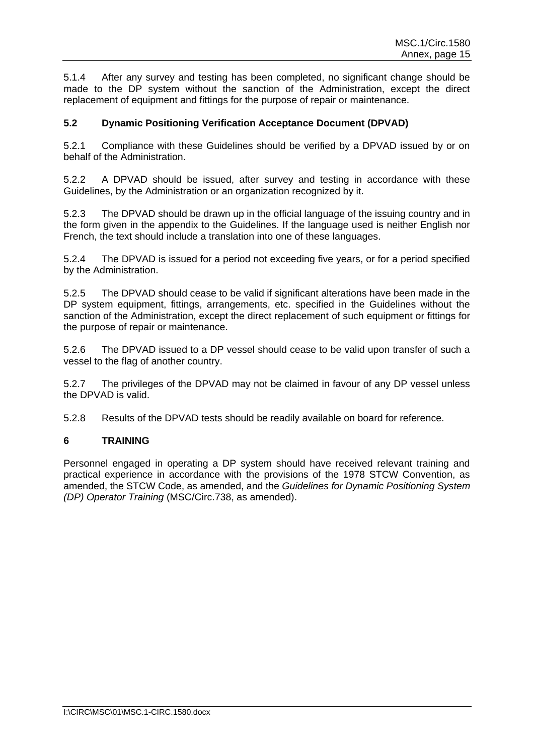5.1.4 After any survey and testing has been completed, no significant change should be made to the DP system without the sanction of the Administration, except the direct replacement of equipment and fittings for the purpose of repair or maintenance.

## 5.2 Dynamic Positioning Verification Acceptance Document (DPVAD)

5.2.1 Compliance with these Guidelines should be verified by a DPVAD issued by or on behalf of the Administration.

5.2.2 A DPVAD should be issued, after survey and testing in accordance with these Guidelines, by the Administration or an organization recognized by it.

5.2.3 The DPVAD should be drawn up in the official language of the issuing country and in the form given in the appendix to the Guidelines. If the language used is neither English nor French, the text should include a translation into one of these languages.

5.2.4 The DPVAD is issued for a period not exceeding five years, or for a period specified by the Administration.

5.2.5 The DPVAD should cease to be valid if significant alterations have been made in the DP system equipment, fittings, arrangements, etc. specified in the Guidelines without the sanction of the Administration, except the direct replacement of such equipment or fittings for the purpose of repair or maintenance.

5.2.6 The DPVAD issued to a DP vessel should cease to be valid upon transfer of such a vessel to the flag of another country.

5.2.7 The privileges of the DPVAD may not be claimed in favour of any DP vessel unless the DPVAD is valid.

5.2.8 Results of the DPVAD tests should be readily available on board for reference.

# 6 TRAINING

Personnel engaged in operating a DP system should have received relevant training and practical experience in accordance with the provisions of the 1978 STCW Convention, as amended, the STCW Code, as amended, and the *Guidelines for Dynamic Positioning System (DP) Operator Training* (MSC/Circ.738, as amended).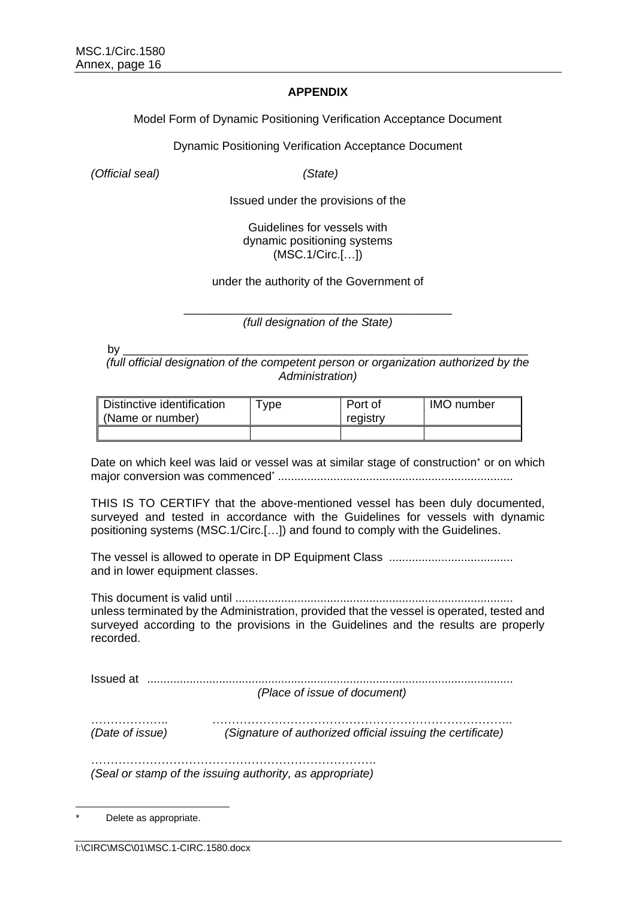**APPENDIX**

Model Form of Dynamic Positioning Verification Acceptance Document

Dynamic Positioning Verification Acceptance Document

*(Official seal)* *(State)*

Issued under the provisions of the

Guidelines for vessels with dynamic positioning systems (MSC.1/Circ.[…])

under the authority of the Government of

\_\_\_\_\_\_\_\_\_\_\_\_\_\_\_\_\_\_\_\_\_\_\_\_\_\_\_\_\_\_\_\_\_\_\_\_\_\_\_\_\_\_
*(full designation of the State)*

by \_\_\_\_\_\_\_\_\_\_\_\_\_\_\_\_\_\_\_\_\_\_\_\_\_\_\_\_\_\_\_\_\_\_\_\_\_\_\_\_\_\_\_\_\_\_\_\_\_\_\_\_\_\_\_\_\_\_\_\_
*(full official designation of the competent person or organization authorized by the Administration)*

| Distinctive identification (Name or number) | Type | Port of registry | IMO number |
|---|---|---|---|
| | | | |

Date on which keel was laid or vessel was at similar stage of construction* or on which major conversion was commenced* .......................................................................

THIS IS TO CERTIFY that the above-mentioned vessel has been duly documented, surveyed and tested in accordance with the Guidelines for vessels with dynamic positioning systems (MSC.1/Circ.[…]) and found to comply with the Guidelines.

The vessel is allowed to operate in DP Equipment Class ...................................... and in lower equipment classes.

This document is valid until .................................................................................... unless terminated by the Administration, provided that the vessel is operated, tested and surveyed according to the provisions in the Guidelines and the results are properly recorded.

Issued at ...............................................................................................................
*(Place of issue of document)*

……………….. …………………………………………………………………..
*(Date of issue)* *(Signature of authorized official issuing the certificate)*

……………………………………………………………….
*(Seal or stamp of the issuing authority, as appropriate)*

---

\* Delete as appropriate.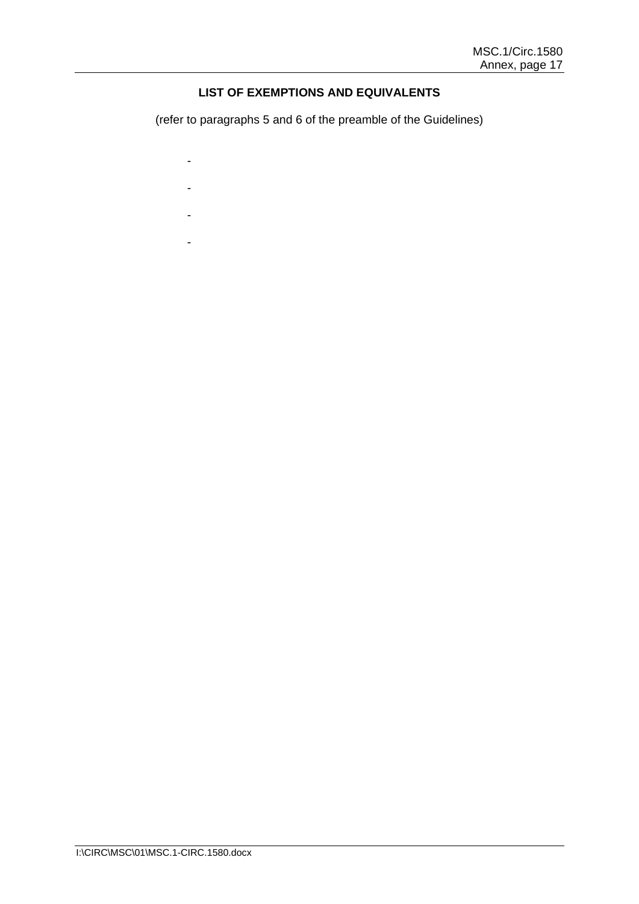## LIST OF EXEMPTIONS AND EQUIVALENTS

(refer to paragraphs 5 and 6 of the preamble of the Guidelines)

-

-

-

-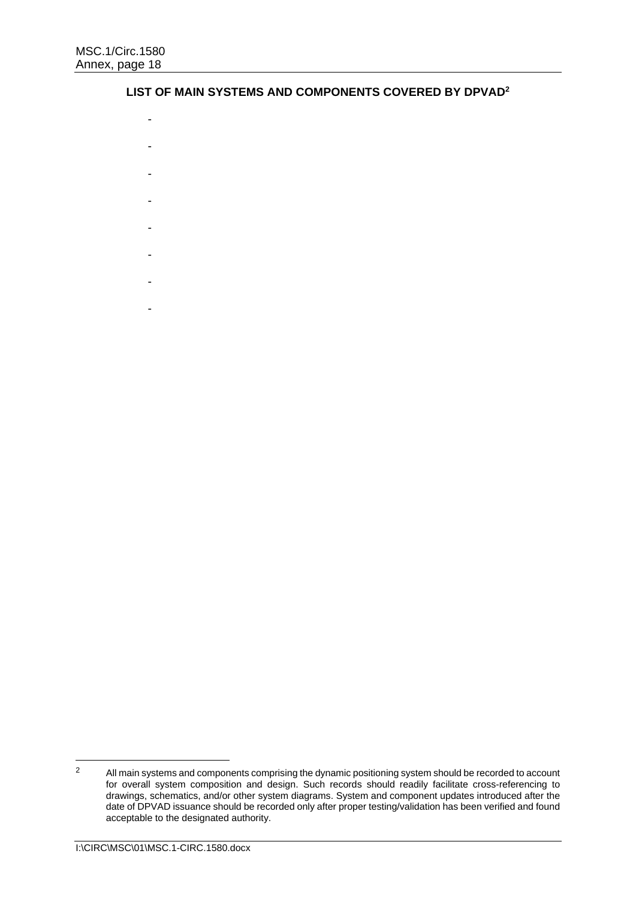**LIST OF MAIN SYSTEMS AND COMPONENTS COVERED BY DPVAD[2]**

-

-

-

-

-

-

-

-

[2] All main systems and components comprising the dynamic positioning system should be recorded to account for overall system composition and design. Such records should readily facilitate cross-referencing to drawings, schematics, and/or other system diagrams. System and component updates introduced after the date of DPVAD issuance should be recorded only after proper testing/validation has been verified and found acceptable to the designated authority.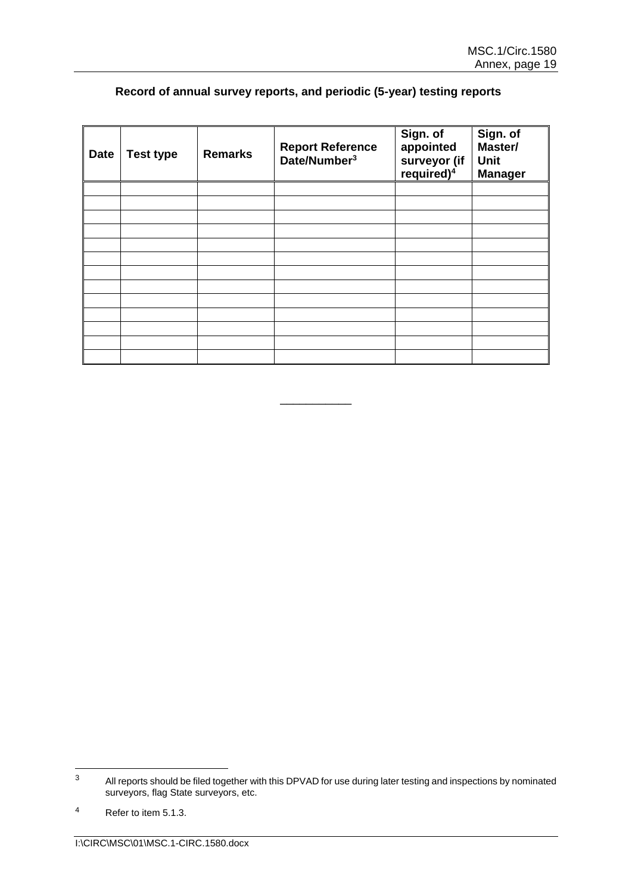**Record of annual survey reports, and periodic (5-year) testing reports**

| Date | Test type | Remarks | Report Reference Date/Number[3] | Sign. of appointed surveyor (if required)[4] | Sign. of Master/ Unit Manager |
|---|---|---|---|---|---|
| | | | | | |
| | | | | | |
| | | | | | |
| | | | | | |
| | | | | | |
| | | | | | |
| | | | | | |
| | | | | | |
| | | | | | |
| | | | | | |
| | | | | | |
| | | | | | |
| | | | | | |

___________

[3] All reports should be filed together with this DPVAD for use during later testing and inspections by nominated surveyors, flag State surveyors, etc.

[4] Refer to item 5.1.3.